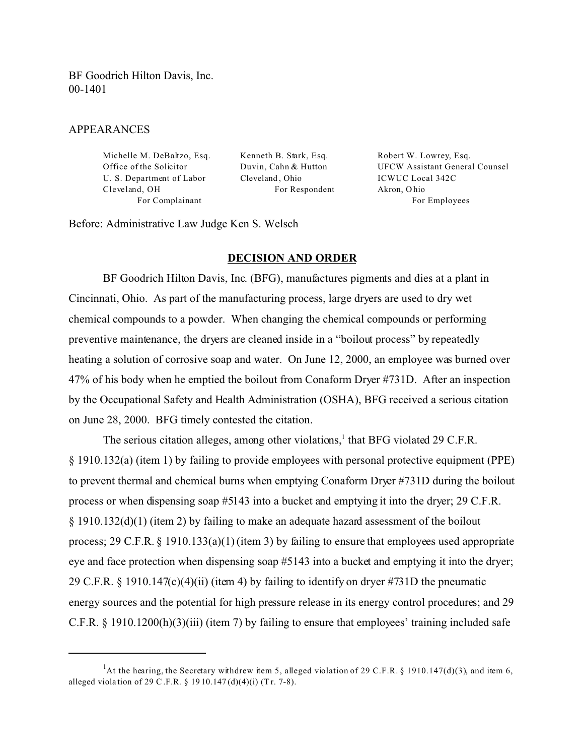BF Goodrich Hilton Davis, Inc.
00-1401

APPEARANCES

| | | |
|---|---|---|
| Michelle M. DeBaltzo, Esq. | Kenneth B. Stark, Esq. | Robert W. Lowrey, Esq. |
| Office of the Solicitor | Duvin, Cahn & Hutton | UFCW Assistant General Counsel |
| U. S. Department of Labor | Cleveland, Ohio | ICWUC Local 342C |
| Cleveland, OH | For Respondent | Akron, Ohio |
| For Complainant | | For Employees |

Before: Administrative Law Judge Ken S. Welsch

## DECISION AND ORDER

BF Goodrich Hilton Davis, Inc. (BFG), manufactures pigments and dies at a plant in Cincinnati, Ohio. As part of the manufacturing process, large dryers are used to dry wet chemical compounds to a powder. When changing the chemical compounds or performing preventive maintenance, the dryers are cleaned inside in a "boilout process" by repeatedly heating a solution of corrosive soap and water. On June 12, 2000, an employee was burned over 47% of his body when he emptied the boilout from Conaform Dryer #731D. After an inspection by the Occupational Safety and Health Administration (OSHA), BFG received a serious citation on June 28, 2000. BFG timely contested the citation.

The serious citation alleges, among other violations,[1] that BFG violated 29 C.F.R. § 1910.132(a) (item 1) by failing to provide employees with personal protective equipment (PPE) to prevent thermal and chemical burns when emptying Conaform Dryer #731D during the boilout process or when dispensing soap #5143 into a bucket and emptying it into the dryer; 29 C.F.R. § 1910.132(d)(1) (item 2) by failing to make an adequate hazard assessment of the boilout process; 29 C.F.R. § 1910.133(a)(1) (item 3) by failing to ensure that employees used appropriate eye and face protection when dispensing soap #5143 into a bucket and emptying it into the dryer; 29 C.F.R. § 1910.147(c)(4)(ii) (item 4) by failing to identify on dryer #731D the pneumatic energy sources and the potential for high pressure release in its energy control procedures; and 29 C.F.R. § 1910.1200(h)(3)(iii) (item 7) by failing to ensure that employees' training included safe

---

[1] At the hearing, the Secretary withdrew item 5, alleged violation of 29 C.F.R. § 1910.147(d)(3), and item 6, alleged violation of 29 C.F.R. § 1910.147(d)(4)(i) (Tr. 7-8).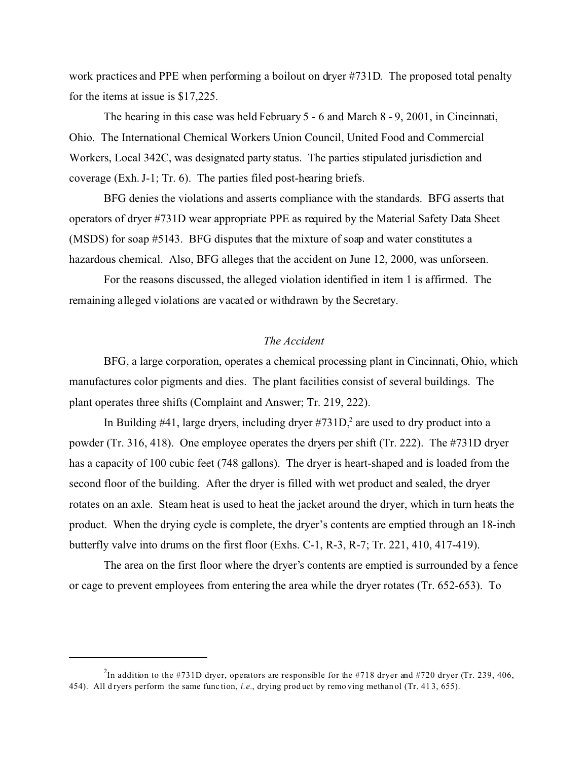work practices and PPE when performing a boilout on dryer #731D. The proposed total penalty for the items at issue is $17,225.

The hearing in this case was held February 5 - 6 and March 8 - 9, 2001, in Cincinnati, Ohio. The International Chemical Workers Union Council, United Food and Commercial Workers, Local 342C, was designated party status. The parties stipulated jurisdiction and coverage (Exh. J-1; Tr. 6). The parties filed post-hearing briefs.

BFG denies the violations and asserts compliance with the standards. BFG asserts that operators of dryer #731D wear appropriate PPE as required by the Material Safety Data Sheet (MSDS) for soap #5143. BFG disputes that the mixture of soap and water constitutes a hazardous chemical. Also, BFG alleges that the accident on June 12, 2000, was unforseen.

For the reasons discussed, the alleged violation identified in item 1 is affirmed. The remaining alleged violations are vacated or withdrawn by the Secretary.

*The Accident*

BFG, a large corporation, operates a chemical processing plant in Cincinnati, Ohio, which manufactures color pigments and dies. The plant facilities consist of several buildings. The plant operates three shifts (Complaint and Answer; Tr. 219, 222).

In Building #41, large dryers, including dryer #731D,[2] are used to dry product into a powder (Tr. 316, 418). One employee operates the dryers per shift (Tr. 222). The #731D dryer has a capacity of 100 cubic feet (748 gallons). The dryer is heart-shaped and is loaded from the second floor of the building. After the dryer is filled with wet product and sealed, the dryer rotates on an axle. Steam heat is used to heat the jacket around the dryer, which in turn heats the product. When the drying cycle is complete, the dryer's contents are emptied through an 18-inch butterfly valve into drums on the first floor (Exhs. C-1, R-3, R-7; Tr. 221, 410, 417-419).

The area on the first floor where the dryer's contents are emptied is surrounded by a fence or cage to prevent employees from entering the area while the dryer rotates (Tr. 652-653). To

---

[2] In addition to the #731D dryer, operators are responsible for the #718 dryer and #720 dryer (Tr. 239, 406, 454). All dryers perform the same function, *i.e.*, drying product by removing methanol (Tr. 413, 655).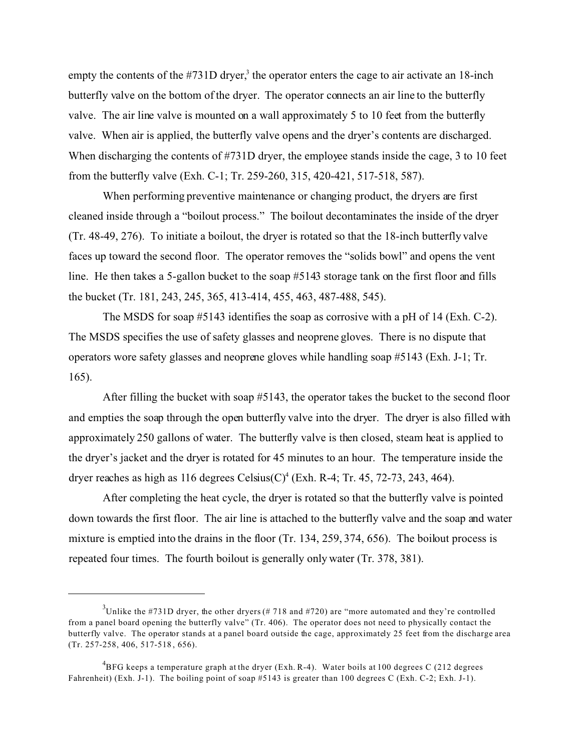empty the contents of the #731D dryer,[3] the operator enters the cage to air activate an 18-inch butterfly valve on the bottom of the dryer. The operator connects an air line to the butterfly valve. The air line valve is mounted on a wall approximately 5 to 10 feet from the butterfly valve. When air is applied, the butterfly valve opens and the dryer's contents are discharged. When discharging the contents of #731D dryer, the employee stands inside the cage, 3 to 10 feet from the butterfly valve (Exh. C-1; Tr. 259-260, 315, 420-421, 517-518, 587).

When performing preventive maintenance or changing product, the dryers are first cleaned inside through a "boilout process." The boilout decontaminates the inside of the dryer (Tr. 48-49, 276). To initiate a boilout, the dryer is rotated so that the 18-inch butterfly valve faces up toward the second floor. The operator removes the "solids bowl" and opens the vent line. He then takes a 5-gallon bucket to the soap #5143 storage tank on the first floor and fills the bucket (Tr. 181, 243, 245, 365, 413-414, 455, 463, 487-488, 545).

The MSDS for soap #5143 identifies the soap as corrosive with a pH of 14 (Exh. C-2). The MSDS specifies the use of safety glasses and neoprene gloves. There is no dispute that operators wore safety glasses and neoprene gloves while handling soap #5143 (Exh. J-1; Tr. 165).

After filling the bucket with soap #5143, the operator takes the bucket to the second floor and empties the soap through the open butterfly valve into the dryer. The dryer is also filled with approximately 250 gallons of water. The butterfly valve is then closed, steam heat is applied to the dryer's jacket and the dryer is rotated for 45 minutes to an hour. The temperature inside the dryer reaches as high as 116 degrees Celsius(C)[4] (Exh. R-4; Tr. 45, 72-73, 243, 464).

After completing the heat cycle, the dryer is rotated so that the butterfly valve is pointed down towards the first floor. The air line is attached to the butterfly valve and the soap and water mixture is emptied into the drains in the floor (Tr. 134, 259, 374, 656). The boilout process is repeated four times. The fourth boilout is generally only water (Tr. 378, 381).

---

[3] Unlike the #731D dryer, the other dryers (# 718 and #720) are "more automated and they're controlled from a panel board opening the butterfly valve" (Tr. 406). The operator does not need to physically contact the butterfly valve. The operator stands at a panel board outside the cage, approximately 25 feet from the discharge area (Tr. 257-258, 406, 517-518, 656).

[4] BFG keeps a temperature graph at the dryer (Exh. R-4). Water boils at 100 degrees C (212 degrees Fahrenheit) (Exh. J-1). The boiling point of soap #5143 is greater than 100 degrees C (Exh. C-2; Exh. J-1).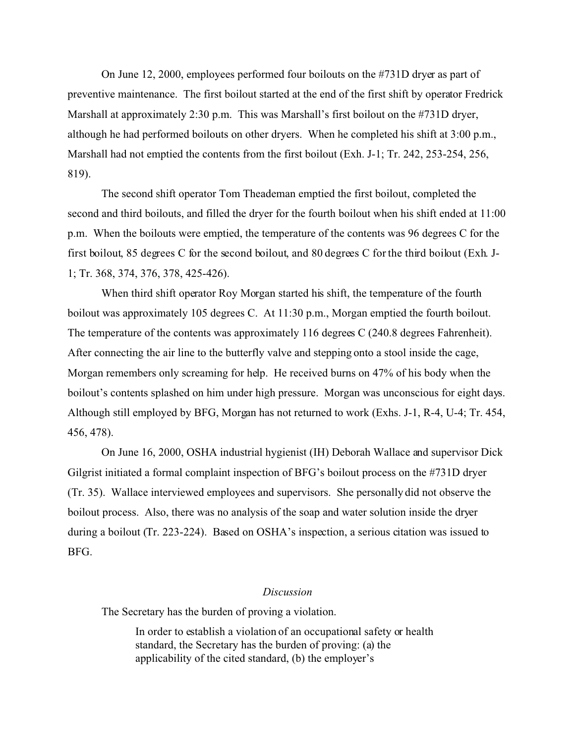On June 12, 2000, employees performed four boilouts on the #731D dryer as part of preventive maintenance. The first boilout started at the end of the first shift by operator Fredrick Marshall at approximately 2:30 p.m. This was Marshall's first boilout on the #731D dryer, although he had performed boilouts on other dryers. When he completed his shift at 3:00 p.m., Marshall had not emptied the contents from the first boilout (Exh. J-1; Tr. 242, 253-254, 256, 819).

The second shift operator Tom Theademan emptied the first boilout, completed the second and third boilouts, and filled the dryer for the fourth boilout when his shift ended at 11:00 p.m. When the boilouts were emptied, the temperature of the contents was 96 degrees C for the first boilout, 85 degrees C for the second boilout, and 80 degrees C for the third boilout (Exh. J-1; Tr. 368, 374, 376, 378, 425-426).

When third shift operator Roy Morgan started his shift, the temperature of the fourth boilout was approximately 105 degrees C. At 11:30 p.m., Morgan emptied the fourth boilout. The temperature of the contents was approximately 116 degrees C (240.8 degrees Fahrenheit). After connecting the air line to the butterfly valve and stepping onto a stool inside the cage, Morgan remembers only screaming for help. He received burns on 47% of his body when the boilout's contents splashed on him under high pressure. Morgan was unconscious for eight days. Although still employed by BFG, Morgan has not returned to work (Exhs. J-1, R-4, U-4; Tr. 454, 456, 478).

On June 16, 2000, OSHA industrial hygienist (IH) Deborah Wallace and supervisor Dick Gilgrist initiated a formal complaint inspection of BFG's boilout process on the #731D dryer (Tr. 35). Wallace interviewed employees and supervisors. She personally did not observe the boilout process. Also, there was no analysis of the soap and water solution inside the dryer during a boilout (Tr. 223-224). Based on OSHA's inspection, a serious citation was issued to BFG.

## *Discussion*

The Secretary has the burden of proving a violation.

> In order to establish a violation of an occupational safety or health standard, the Secretary has the burden of proving: (a) the applicability of the cited standard, (b) the employer's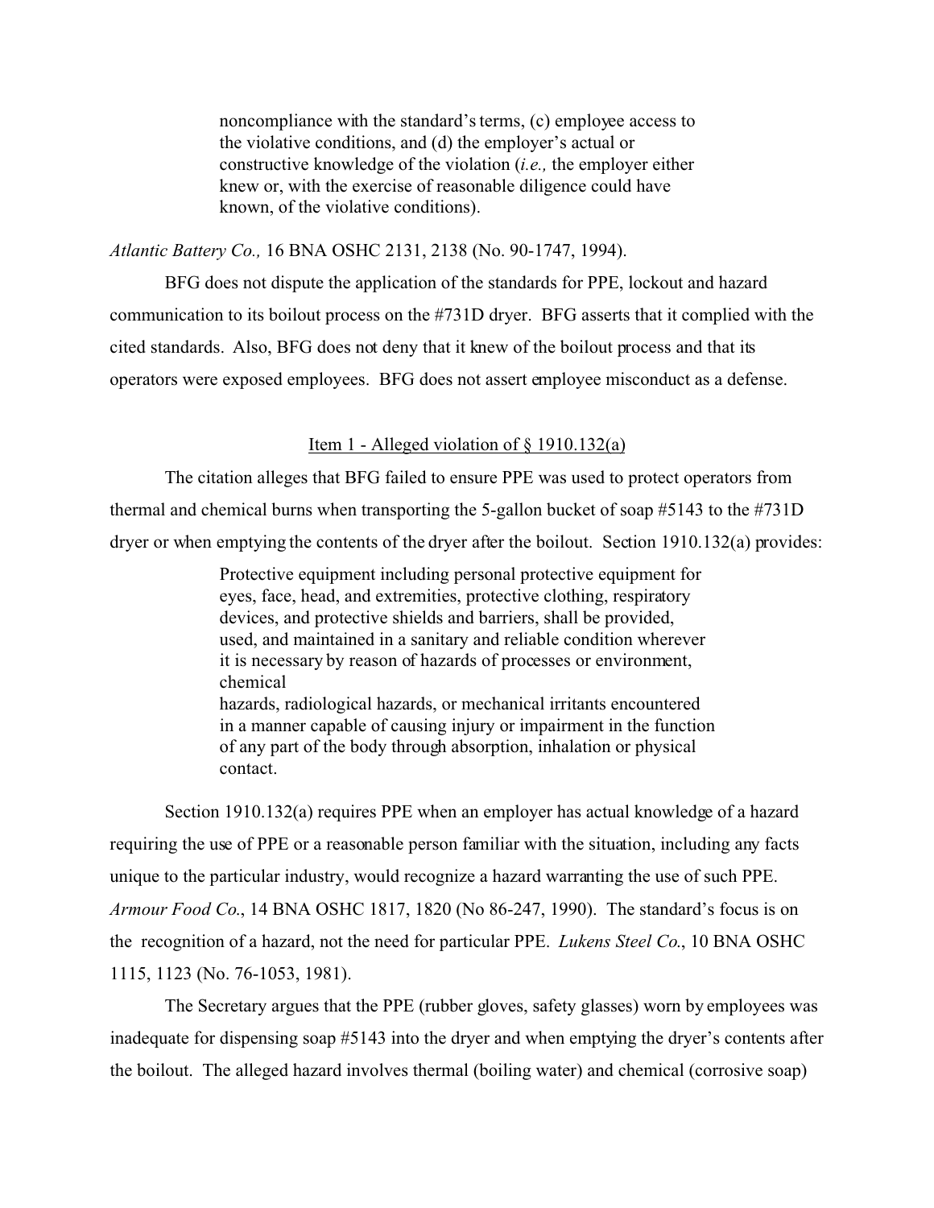> noncompliance with the standard's terms, (c) employee access to the violative conditions, and (d) the employer's actual or constructive knowledge of the violation (*i.e.,* the employer either knew or, with the exercise of reasonable diligence could have known, of the violative conditions).

*Atlantic Battery Co.,* 16 BNA OSHC 2131, 2138 (No. 90-1747, 1994).

BFG does not dispute the application of the standards for PPE, lockout and hazard communication to its boilout process on the #731D dryer. BFG asserts that it complied with the cited standards. Also, BFG does not deny that it knew of the boilout process and that its operators were exposed employees. BFG does not assert employee misconduct as a defense.

<u>Item 1 - Alleged violation of § 1910.132(a)</u>

The citation alleges that BFG failed to ensure PPE was used to protect operators from thermal and chemical burns when transporting the 5-gallon bucket of soap #5143 to the #731D dryer or when emptying the contents of the dryer after the boilout. Section 1910.132(a) provides:

> Protective equipment including personal protective equipment for eyes, face, head, and extremities, protective clothing, respiratory devices, and protective shields and barriers, shall be provided, used, and maintained in a sanitary and reliable condition wherever it is necessary by reason of hazards of processes or environment, chemical hazards, radiological hazards, or mechanical irritants encountered in a manner capable of causing injury or impairment in the function of any part of the body through absorption, inhalation or physical contact.

Section 1910.132(a) requires PPE when an employer has actual knowledge of a hazard requiring the use of PPE or a reasonable person familiar with the situation, including any facts unique to the particular industry, would recognize a hazard warranting the use of such PPE. *Armour Food Co.*, 14 BNA OSHC 1817, 1820 (No 86-247, 1990). The standard's focus is on the recognition of a hazard, not the need for particular PPE. *Lukens Steel Co.*, 10 BNA OSHC 1115, 1123 (No. 76-1053, 1981).

The Secretary argues that the PPE (rubber gloves, safety glasses) worn by employees was inadequate for dispensing soap #5143 into the dryer and when emptying the dryer's contents after the boilout. The alleged hazard involves thermal (boiling water) and chemical (corrosive soap)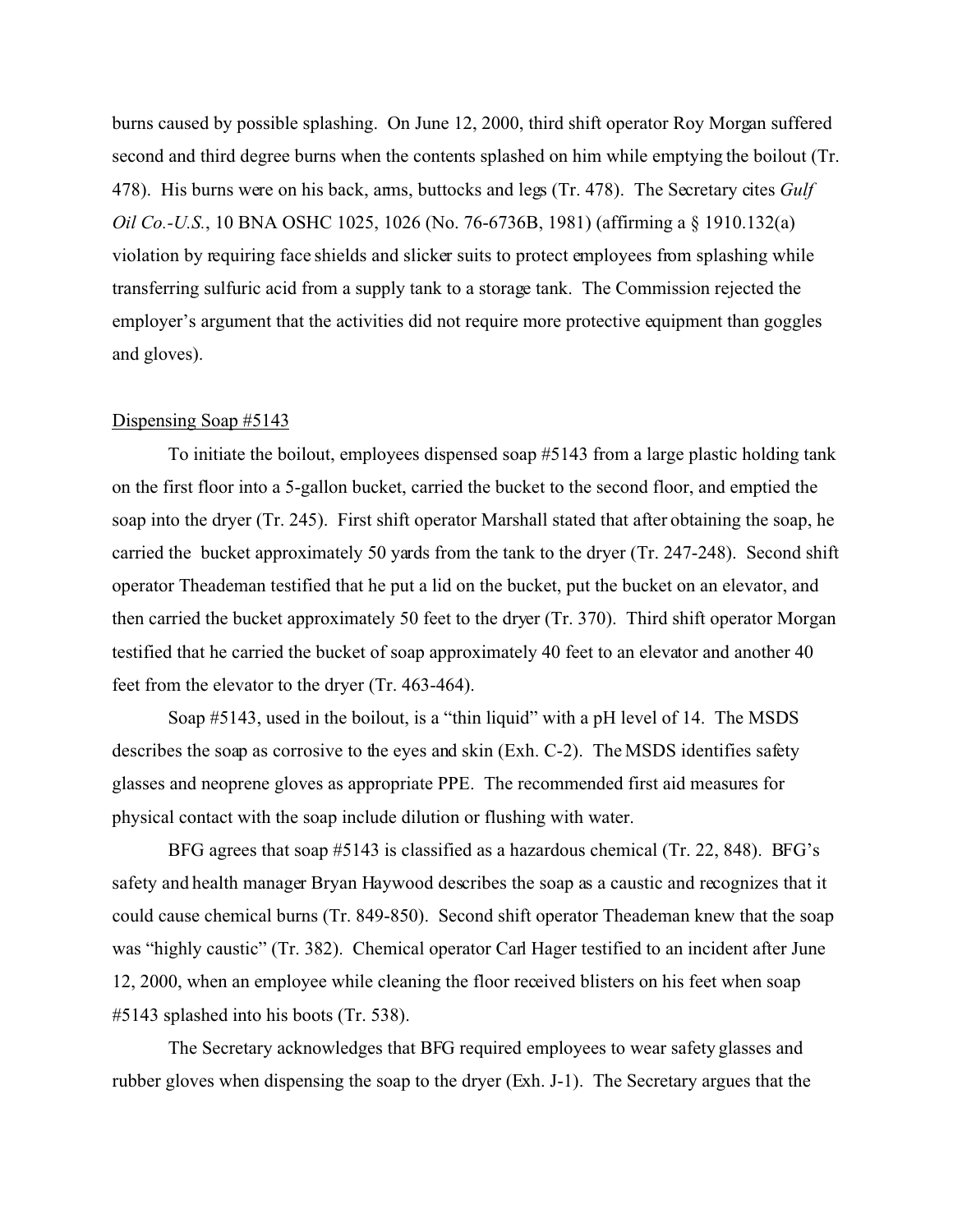burns caused by possible splashing. On June 12, 2000, third shift operator Roy Morgan suffered second and third degree burns when the contents splashed on him while emptying the boilout (Tr. 478). His burns were on his back, arms, buttocks and legs (Tr. 478). The Secretary cites *Gulf Oil Co.-U.S.*, 10 BNA OSHC 1025, 1026 (No. 76-6736B, 1981) (affirming a § 1910.132(a) violation by requiring face shields and slicker suits to protect employees from splashing while transferring sulfuric acid from a supply tank to a storage tank. The Commission rejected the employer's argument that the activities did not require more protective equipment than goggles and gloves).

Dispensing Soap #5143

To initiate the boilout, employees dispensed soap #5143 from a large plastic holding tank on the first floor into a 5-gallon bucket, carried the bucket to the second floor, and emptied the soap into the dryer (Tr. 245). First shift operator Marshall stated that after obtaining the soap, he carried the bucket approximately 50 yards from the tank to the dryer (Tr. 247-248). Second shift operator Theademan testified that he put a lid on the bucket, put the bucket on an elevator, and then carried the bucket approximately 50 feet to the dryer (Tr. 370). Third shift operator Morgan testified that he carried the bucket of soap approximately 40 feet to an elevator and another 40 feet from the elevator to the dryer (Tr. 463-464).

Soap #5143, used in the boilout, is a "thin liquid" with a pH level of 14. The MSDS describes the soap as corrosive to the eyes and skin (Exh. C-2). The MSDS identifies safety glasses and neoprene gloves as appropriate PPE. The recommended first aid measures for physical contact with the soap include dilution or flushing with water.

BFG agrees that soap #5143 is classified as a hazardous chemical (Tr. 22, 848). BFG's safety and health manager Bryan Haywood describes the soap as a caustic and recognizes that it could cause chemical burns (Tr. 849-850). Second shift operator Theademan knew that the soap was "highly caustic" (Tr. 382). Chemical operator Carl Hager testified to an incident after June 12, 2000, when an employee while cleaning the floor received blisters on his feet when soap #5143 splashed into his boots (Tr. 538).

The Secretary acknowledges that BFG required employees to wear safety glasses and rubber gloves when dispensing the soap to the dryer (Exh. J-1). The Secretary argues that the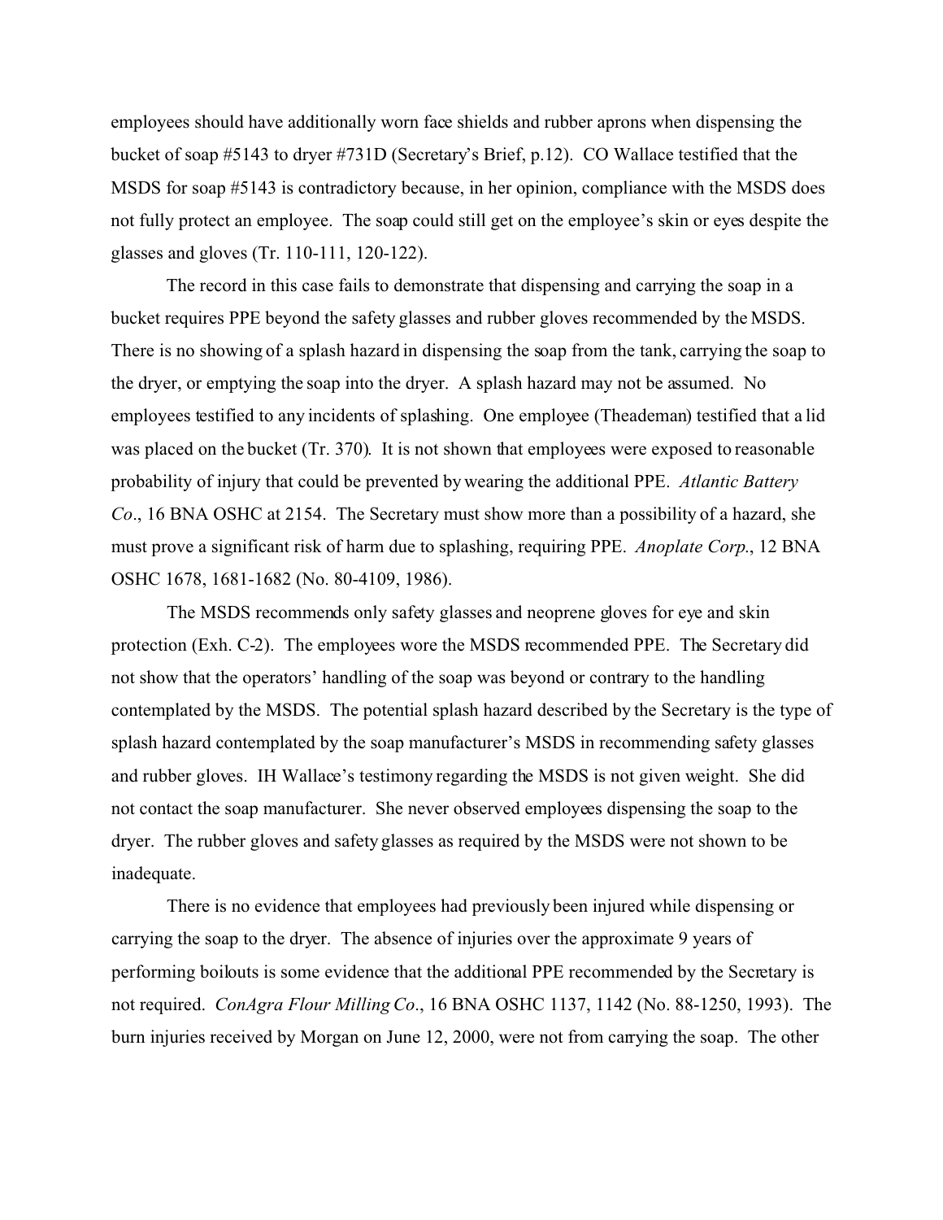employees should have additionally worn face shields and rubber aprons when dispensing the bucket of soap #5143 to dryer #731D (Secretary's Brief, p.12). CO Wallace testified that the MSDS for soap #5143 is contradictory because, in her opinion, compliance with the MSDS does not fully protect an employee. The soap could still get on the employee's skin or eyes despite the glasses and gloves (Tr. 110-111, 120-122).

The record in this case fails to demonstrate that dispensing and carrying the soap in a bucket requires PPE beyond the safety glasses and rubber gloves recommended by the MSDS. There is no showing of a splash hazard in dispensing the soap from the tank, carrying the soap to the dryer, or emptying the soap into the dryer. A splash hazard may not be assumed. No employees testified to any incidents of splashing. One employee (Theademan) testified that a lid was placed on the bucket (Tr. 370). It is not shown that employees were exposed to reasonable probability of injury that could be prevented by wearing the additional PPE. *Atlantic Battery Co*., 16 BNA OSHC at 2154. The Secretary must show more than a possibility of a hazard, she must prove a significant risk of harm due to splashing, requiring PPE. *Anoplate Corp.*, 12 BNA OSHC 1678, 1681-1682 (No. 80-4109, 1986).

The MSDS recommends only safety glasses and neoprene gloves for eye and skin protection (Exh. C-2). The employees wore the MSDS recommended PPE. The Secretary did not show that the operators' handling of the soap was beyond or contrary to the handling contemplated by the MSDS. The potential splash hazard described by the Secretary is the type of splash hazard contemplated by the soap manufacturer's MSDS in recommending safety glasses and rubber gloves. IH Wallace's testimony regarding the MSDS is not given weight. She did not contact the soap manufacturer. She never observed employees dispensing the soap to the dryer. The rubber gloves and safety glasses as required by the MSDS were not shown to be inadequate.

There is no evidence that employees had previously been injured while dispensing or carrying the soap to the dryer. The absence of injuries over the approximate 9 years of performing boilouts is some evidence that the additional PPE recommended by the Secretary is not required. *ConAgra Flour Milling Co*., 16 BNA OSHC 1137, 1142 (No. 88-1250, 1993). The burn injuries received by Morgan on June 12, 2000, were not from carrying the soap. The other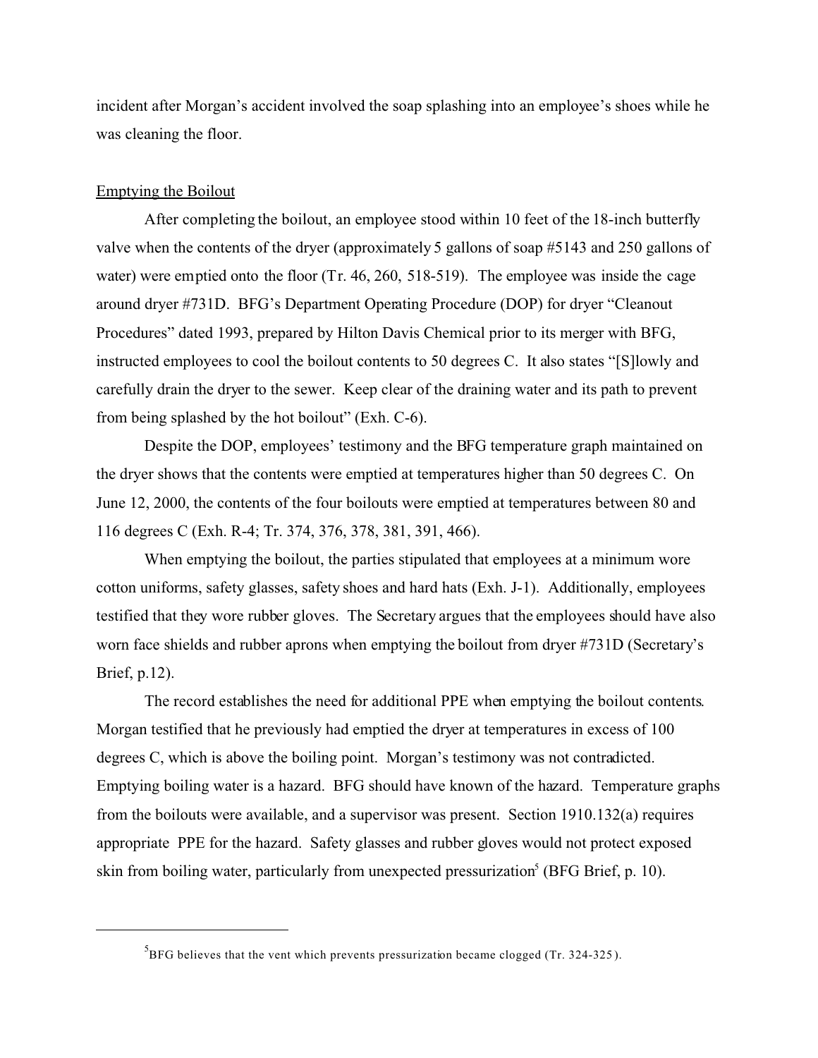incident after Morgan's accident involved the soap splashing into an employee's shoes while he was cleaning the floor.

Emptying the Boilout

After completing the boilout, an employee stood within 10 feet of the 18-inch butterfly valve when the contents of the dryer (approximately 5 gallons of soap #5143 and 250 gallons of water) were emptied onto the floor (Tr. 46, 260, 518-519). The employee was inside the cage around dryer #731D. BFG's Department Operating Procedure (DOP) for dryer "Cleanout Procedures" dated 1993, prepared by Hilton Davis Chemical prior to its merger with BFG, instructed employees to cool the boilout contents to 50 degrees C. It also states "[S]lowly and carefully drain the dryer to the sewer. Keep clear of the draining water and its path to prevent from being splashed by the hot boilout" (Exh. C-6).

Despite the DOP, employees' testimony and the BFG temperature graph maintained on the dryer shows that the contents were emptied at temperatures higher than 50 degrees C. On June 12, 2000, the contents of the four boilouts were emptied at temperatures between 80 and 116 degrees C (Exh. R-4; Tr. 374, 376, 378, 381, 391, 466).

When emptying the boilout, the parties stipulated that employees at a minimum wore cotton uniforms, safety glasses, safety shoes and hard hats (Exh. J-1). Additionally, employees testified that they wore rubber gloves. The Secretary argues that the employees should have also worn face shields and rubber aprons when emptying the boilout from dryer #731D (Secretary's Brief, p.12).

The record establishes the need for additional PPE when emptying the boilout contents. Morgan testified that he previously had emptied the dryer at temperatures in excess of 100 degrees C, which is above the boiling point. Morgan's testimony was not contradicted. Emptying boiling water is a hazard. BFG should have known of the hazard. Temperature graphs from the boilouts were available, and a supervisor was present. Section 1910.132(a) requires appropriate PPE for the hazard. Safety glasses and rubber gloves would not protect exposed skin from boiling water, particularly from unexpected pressurization[5] (BFG Brief, p. 10).

---

[5] BFG believes that the vent which prevents pressurization became clogged (Tr. 324-325).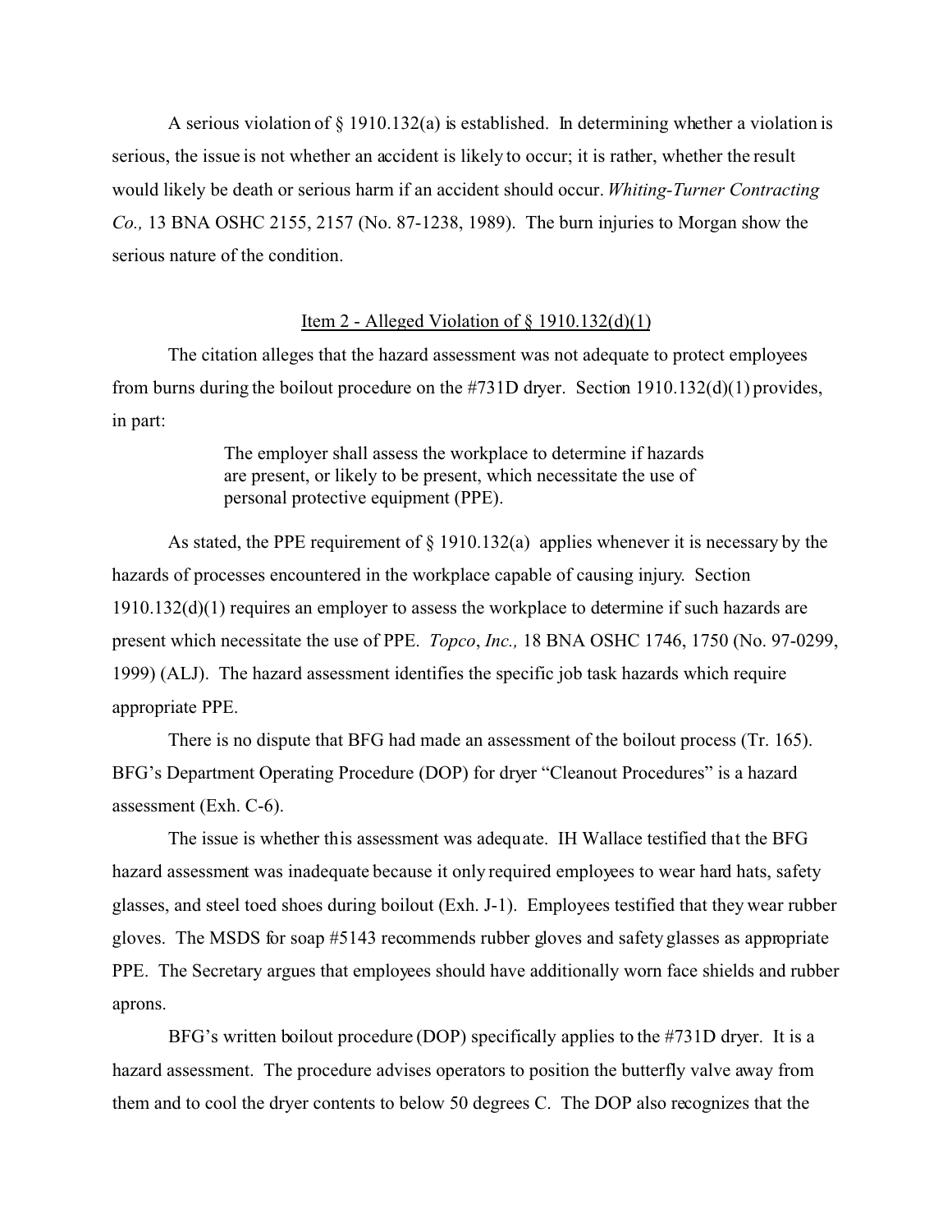A serious violation of § 1910.132(a) is established. In determining whether a violation is serious, the issue is not whether an accident is likely to occur; it is rather, whether the result would likely be death or serious harm if an accident should occur. *Whiting-Turner Contracting Co.,* 13 BNA OSHC 2155, 2157 (No. 87-1238, 1989). The burn injuries to Morgan show the serious nature of the condition.

<u>Item 2 - Alleged Violation of § 1910.132(d)(1)</u>

The citation alleges that the hazard assessment was not adequate to protect employees from burns during the boilout procedure on the #731D dryer. Section 1910.132(d)(1) provides, in part:

> The employer shall assess the workplace to determine if hazards are present, or likely to be present, which necessitate the use of personal protective equipment (PPE).

As stated, the PPE requirement of § 1910.132(a) applies whenever it is necessary by the hazards of processes encountered in the workplace capable of causing injury. Section 1910.132(d)(1) requires an employer to assess the workplace to determine if such hazards are present which necessitate the use of PPE. *Topco, Inc.,* 18 BNA OSHC 1746, 1750 (No. 97-0299, 1999) (ALJ). The hazard assessment identifies the specific job task hazards which require appropriate PPE.

There is no dispute that BFG had made an assessment of the boilout process (Tr. 165). BFG's Department Operating Procedure (DOP) for dryer "Cleanout Procedures" is a hazard assessment (Exh. C-6).

The issue is whether this assessment was adequate. IH Wallace testified that the BFG hazard assessment was inadequate because it only required employees to wear hard hats, safety glasses, and steel toed shoes during boilout (Exh. J-1). Employees testified that they wear rubber gloves. The MSDS for soap #5143 recommends rubber gloves and safety glasses as appropriate PPE. The Secretary argues that employees should have additionally worn face shields and rubber aprons.

BFG's written boilout procedure (DOP) specifically applies to the #731D dryer. It is a hazard assessment. The procedure advises operators to position the butterfly valve away from them and to cool the dryer contents to below 50 degrees C. The DOP also recognizes that the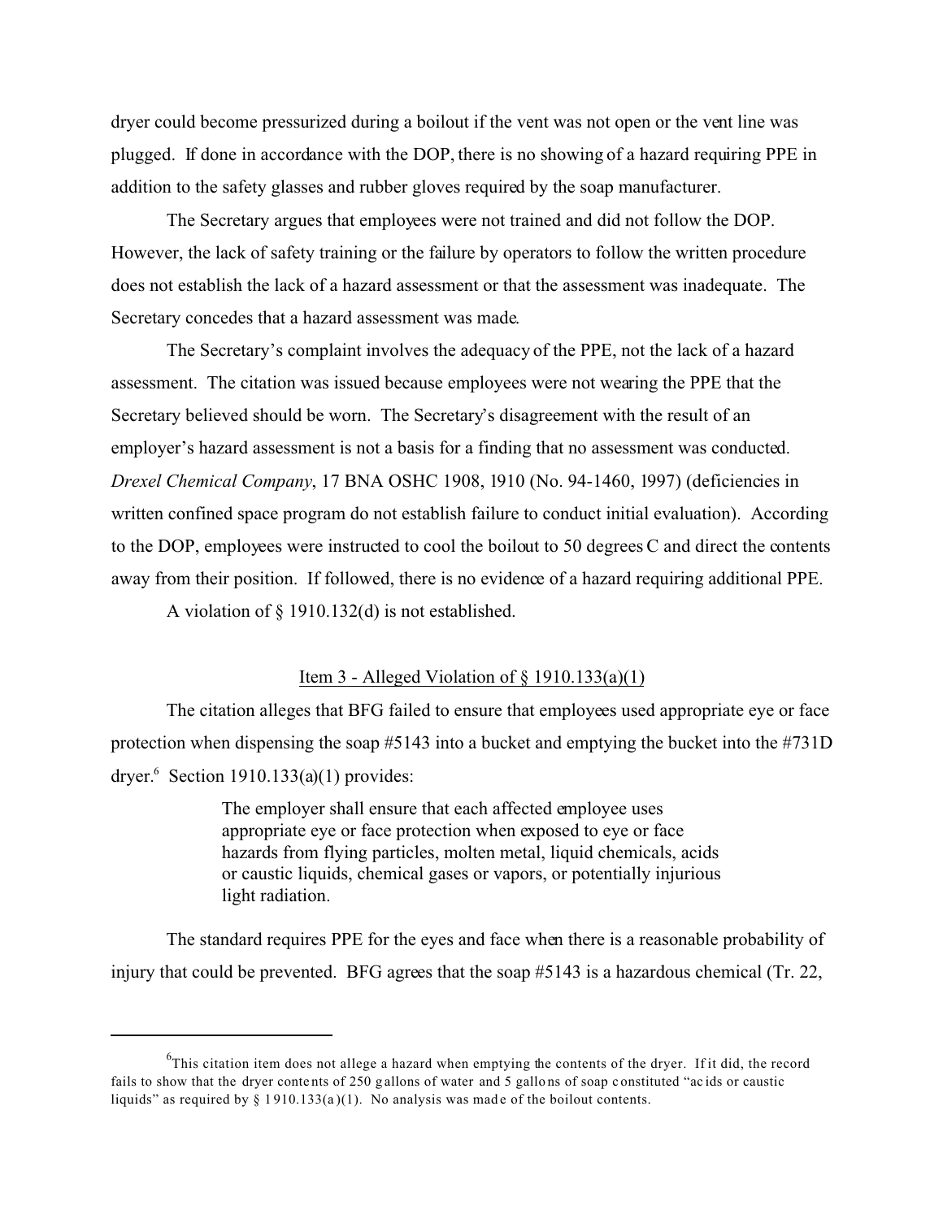dryer could become pressurized during a boilout if the vent was not open or the vent line was plugged. If done in accordance with the DOP, there is no showing of a hazard requiring PPE in addition to the safety glasses and rubber gloves required by the soap manufacturer.

The Secretary argues that employees were not trained and did not follow the DOP. However, the lack of safety training or the failure by operators to follow the written procedure does not establish the lack of a hazard assessment or that the assessment was inadequate. The Secretary concedes that a hazard assessment was made.

The Secretary's complaint involves the adequacy of the PPE, not the lack of a hazard assessment. The citation was issued because employees were not wearing the PPE that the Secretary believed should be worn. The Secretary's disagreement with the result of an employer's hazard assessment is not a basis for a finding that no assessment was conducted. *Drexel Chemical Company*, 17 BNA OSHC 1908, 1910 (No. 94-1460, 1997) (deficiencies in written confined space program do not establish failure to conduct initial evaluation). According to the DOP, employees were instructed to cool the boilout to 50 degrees C and direct the contents away from their position. If followed, there is no evidence of a hazard requiring additional PPE.

A violation of § 1910.132(d) is not established.

<u>Item 3 - Alleged Violation of § 1910.133(a)(1)</u>

The citation alleges that BFG failed to ensure that employees used appropriate eye or face protection when dispensing the soap #5143 into a bucket and emptying the bucket into the #731D dryer.[6] Section 1910.133(a)(1) provides:

> The employer shall ensure that each affected employee uses appropriate eye or face protection when exposed to eye or face hazards from flying particles, molten metal, liquid chemicals, acids or caustic liquids, chemical gases or vapors, or potentially injurious light radiation.

The standard requires PPE for the eyes and face when there is a reasonable probability of injury that could be prevented. BFG agrees that the soap #5143 is a hazardous chemical (Tr. 22,

---

[6] This citation item does not allege a hazard when emptying the contents of the dryer. If it did, the record fails to show that the dryer contents of 250 gallons of water and 5 gallons of soap constituted "acids or caustic liquids" as required by § 1910.133(a)(1). No analysis was made of the boilout contents.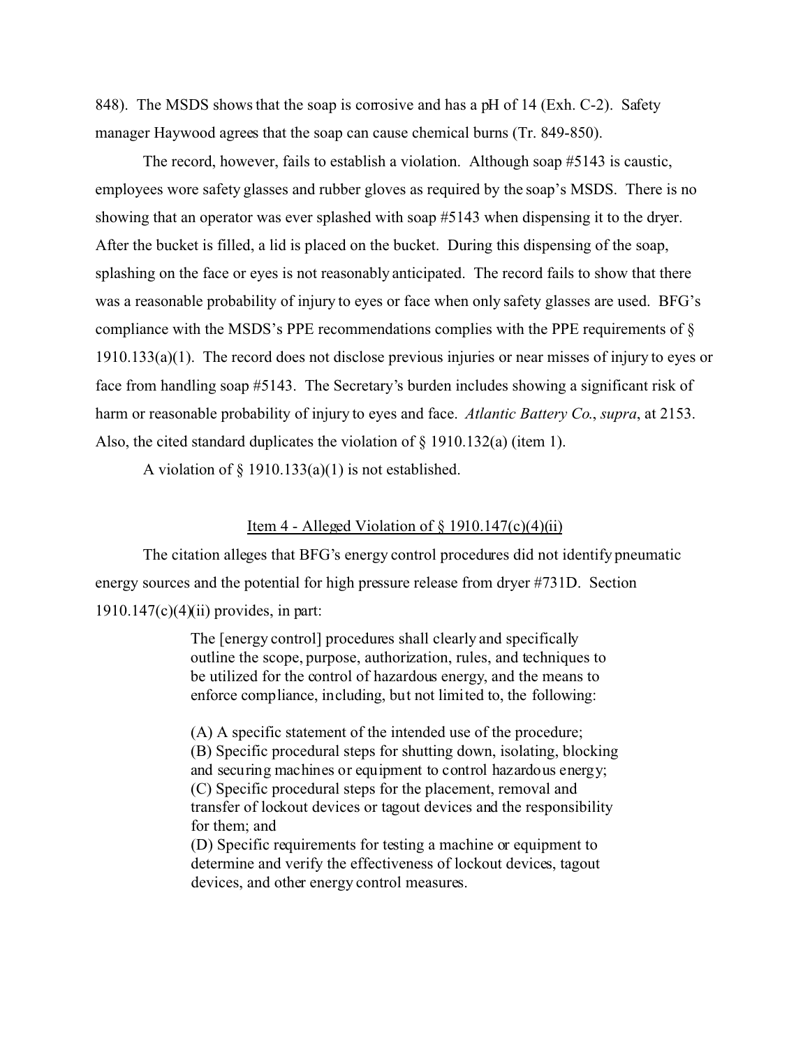848). The MSDS shows that the soap is corrosive and has a pH of 14 (Exh. C-2). Safety manager Haywood agrees that the soap can cause chemical burns (Tr. 849-850).

The record, however, fails to establish a violation. Although soap #5143 is caustic, employees wore safety glasses and rubber gloves as required by the soap's MSDS. There is no showing that an operator was ever splashed with soap #5143 when dispensing it to the dryer. After the bucket is filled, a lid is placed on the bucket. During this dispensing of the soap, splashing on the face or eyes is not reasonably anticipated. The record fails to show that there was a reasonable probability of injury to eyes or face when only safety glasses are used. BFG's compliance with the MSDS's PPE recommendations complies with the PPE requirements of § 1910.133(a)(1). The record does not disclose previous injuries or near misses of injury to eyes or face from handling soap #5143. The Secretary's burden includes showing a significant risk of harm or reasonable probability of injury to eyes and face. *Atlantic Battery Co.*, *supra*, at 2153. Also, the cited standard duplicates the violation of § 1910.132(a) (item 1).

A violation of § 1910.133(a)(1) is not established.

<u>Item 4 - Alleged Violation of § 1910.147(c)(4)(ii)</u>

The citation alleges that BFG's energy control procedures did not identify pneumatic energy sources and the potential for high pressure release from dryer #731D. Section 1910.147(c)(4)(ii) provides, in part:

> The [energy control] procedures shall clearly and specifically outline the scope, purpose, authorization, rules, and techniques to be utilized for the control of hazardous energy, and the means to enforce compliance, including, but not limited to, the following:
>
> (A) A specific statement of the intended use of the procedure;
> (B) Specific procedural steps for shutting down, isolating, blocking and securing machines or equipment to control hazardous energy;
> (C) Specific procedural steps for the placement, removal and transfer of lockout devices or tagout devices and the responsibility for them; and
> (D) Specific requirements for testing a machine or equipment to determine and verify the effectiveness of lockout devices, tagout devices, and other energy control measures.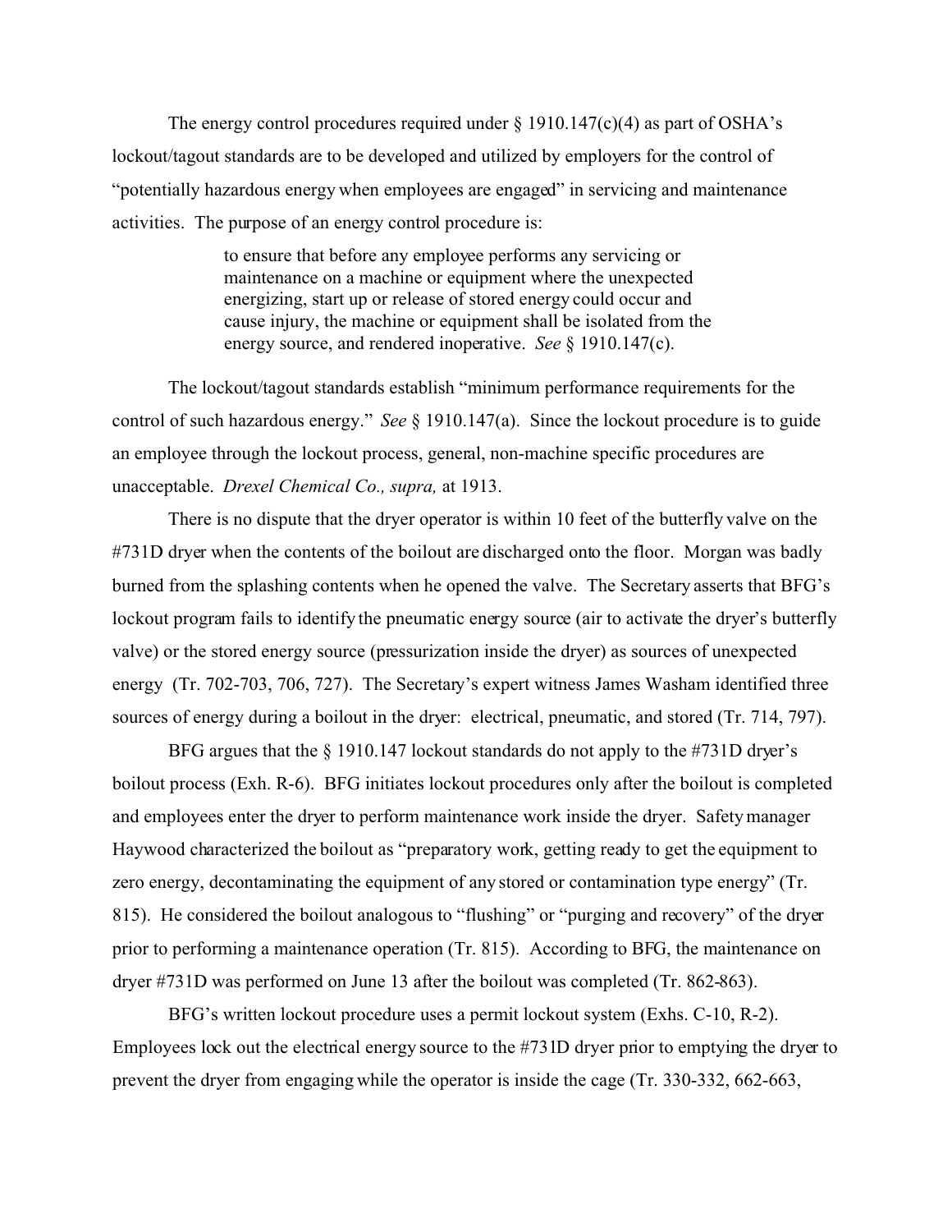The energy control procedures required under § 1910.147(c)(4) as part of OSHA's lockout/tagout standards are to be developed and utilized by employers for the control of "potentially hazardous energy when employees are engaged" in servicing and maintenance activities. The purpose of an energy control procedure is:

> to ensure that before any employee performs any servicing or maintenance on a machine or equipment where the unexpected energizing, start up or release of stored energy could occur and cause injury, the machine or equipment shall be isolated from the energy source, and rendered inoperative. *See* § 1910.147(c).

The lockout/tagout standards establish "minimum performance requirements for the control of such hazardous energy." *See* § 1910.147(a). Since the lockout procedure is to guide an employee through the lockout process, general, non-machine specific procedures are unacceptable. *Drexel Chemical Co., supra,* at 1913.

There is no dispute that the dryer operator is within 10 feet of the butterfly valve on the #731D dryer when the contents of the boilout are discharged onto the floor. Morgan was badly burned from the splashing contents when he opened the valve. The Secretary asserts that BFG's lockout program fails to identify the pneumatic energy source (air to activate the dryer's butterfly valve) or the stored energy source (pressurization inside the dryer) as sources of unexpected energy (Tr. 702-703, 706, 727). The Secretary's expert witness James Washam identified three sources of energy during a boilout in the dryer: electrical, pneumatic, and stored (Tr. 714, 797).

BFG argues that the § 1910.147 lockout standards do not apply to the #731D dryer's boilout process (Exh. R-6). BFG initiates lockout procedures only after the boilout is completed and employees enter the dryer to perform maintenance work inside the dryer. Safety manager Haywood characterized the boilout as "preparatory work, getting ready to get the equipment to zero energy, decontaminating the equipment of any stored or contamination type energy" (Tr. 815). He considered the boilout analogous to "flushing" or "purging and recovery" of the dryer prior to performing a maintenance operation (Tr. 815). According to BFG, the maintenance on dryer #731D was performed on June 13 after the boilout was completed (Tr. 862-863).

BFG's written lockout procedure uses a permit lockout system (Exhs. C-10, R-2). Employees lock out the electrical energy source to the #731D dryer prior to emptying the dryer to prevent the dryer from engaging while the operator is inside the cage (Tr. 330-332, 662-663,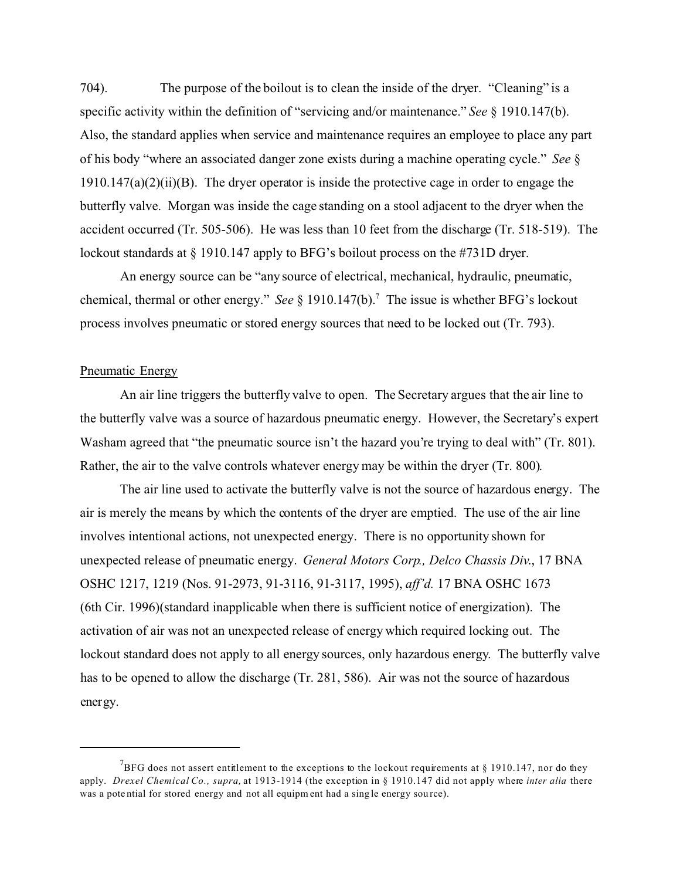704). The purpose of the boilout is to clean the inside of the dryer. "Cleaning" is a specific activity within the definition of "servicing and/or maintenance." *See* § 1910.147(b). Also, the standard applies when service and maintenance requires an employee to place any part of his body "where an associated danger zone exists during a machine operating cycle." *See* § 1910.147(a)(2)(ii)(B). The dryer operator is inside the protective cage in order to engage the butterfly valve. Morgan was inside the cage standing on a stool adjacent to the dryer when the accident occurred (Tr. 505-506). He was less than 10 feet from the discharge (Tr. 518-519). The lockout standards at § 1910.147 apply to BFG's boilout process on the #731D dryer.

An energy source can be "any source of electrical, mechanical, hydraulic, pneumatic, chemical, thermal or other energy." *See* § 1910.147(b).[7] The issue is whether BFG's lockout process involves pneumatic or stored energy sources that need to be locked out (Tr. 793).

Pneumatic Energy

An air line triggers the butterfly valve to open. The Secretary argues that the air line to the butterfly valve was a source of hazardous pneumatic energy. However, the Secretary's expert Washam agreed that "the pneumatic source isn't the hazard you're trying to deal with" (Tr. 801). Rather, the air to the valve controls whatever energy may be within the dryer (Tr. 800).

The air line used to activate the butterfly valve is not the source of hazardous energy. The air is merely the means by which the contents of the dryer are emptied. The use of the air line involves intentional actions, not unexpected energy. There is no opportunity shown for unexpected release of pneumatic energy. *General Motors Corp., Delco Chassis Div.*, 17 BNA OSHC 1217, 1219 (Nos. 91-2973, 91-3116, 91-3117, 1995), *aff'd.* 17 BNA OSHC 1673 (6th Cir. 1996)(standard inapplicable when there is sufficient notice of energization). The activation of air was not an unexpected release of energy which required locking out. The lockout standard does not apply to all energy sources, only hazardous energy. The butterfly valve has to be opened to allow the discharge (Tr. 281, 586). Air was not the source of hazardous energy.

---

[7] BFG does not assert entitlement to the exceptions to the lockout requirements at § 1910.147, nor do they apply. *Drexel Chemical Co., supra,* at 1913-1914 (the exception in § 1910.147 did not apply where *inter alia* there was a potential for stored energy and not all equipment had a single energy source).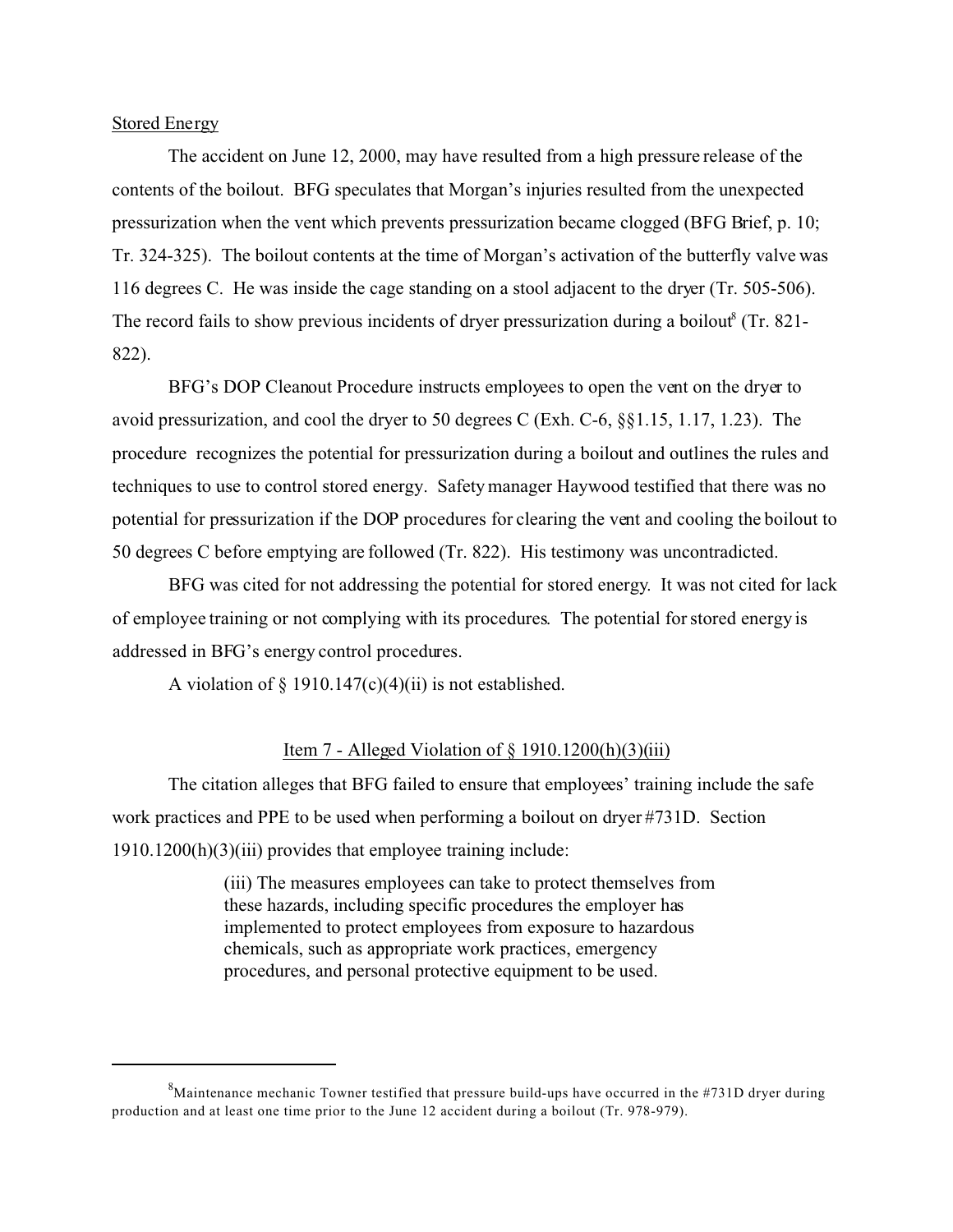Stored Energy

The accident on June 12, 2000, may have resulted from a high pressure release of the contents of the boilout. BFG speculates that Morgan's injuries resulted from the unexpected pressurization when the vent which prevents pressurization became clogged (BFG Brief, p. 10; Tr. 324-325). The boilout contents at the time of Morgan's activation of the butterfly valve was 116 degrees C. He was inside the cage standing on a stool adjacent to the dryer (Tr. 505-506). The record fails to show previous incidents of dryer pressurization during a boilout[8] (Tr. 821-822).

BFG's DOP Cleanout Procedure instructs employees to open the vent on the dryer to avoid pressurization, and cool the dryer to 50 degrees C (Exh. C-6, §§1.15, 1.17, 1.23). The procedure recognizes the potential for pressurization during a boilout and outlines the rules and techniques to use to control stored energy. Safety manager Haywood testified that there was no potential for pressurization if the DOP procedures for clearing the vent and cooling the boilout to 50 degrees C before emptying are followed (Tr. 822). His testimony was uncontradicted.

BFG was cited for not addressing the potential for stored energy. It was not cited for lack of employee training or not complying with its procedures. The potential for stored energy is addressed in BFG's energy control procedures.

A violation of § 1910.147(c)(4)(ii) is not established.

## Item 7 - Alleged Violation of § 1910.1200(h)(3)(iii)

The citation alleges that BFG failed to ensure that employees' training include the safe work practices and PPE to be used when performing a boilout on dryer #731D. Section 1910.1200(h)(3)(iii) provides that employee training include:

> (iii) The measures employees can take to protect themselves from these hazards, including specific procedures the employer has implemented to protect employees from exposure to hazardous chemicals, such as appropriate work practices, emergency procedures, and personal protective equipment to be used.

---

[8] Maintenance mechanic Towner testified that pressure build-ups have occurred in the #731D dryer during production and at least one time prior to the June 12 accident during a boilout (Tr. 978-979).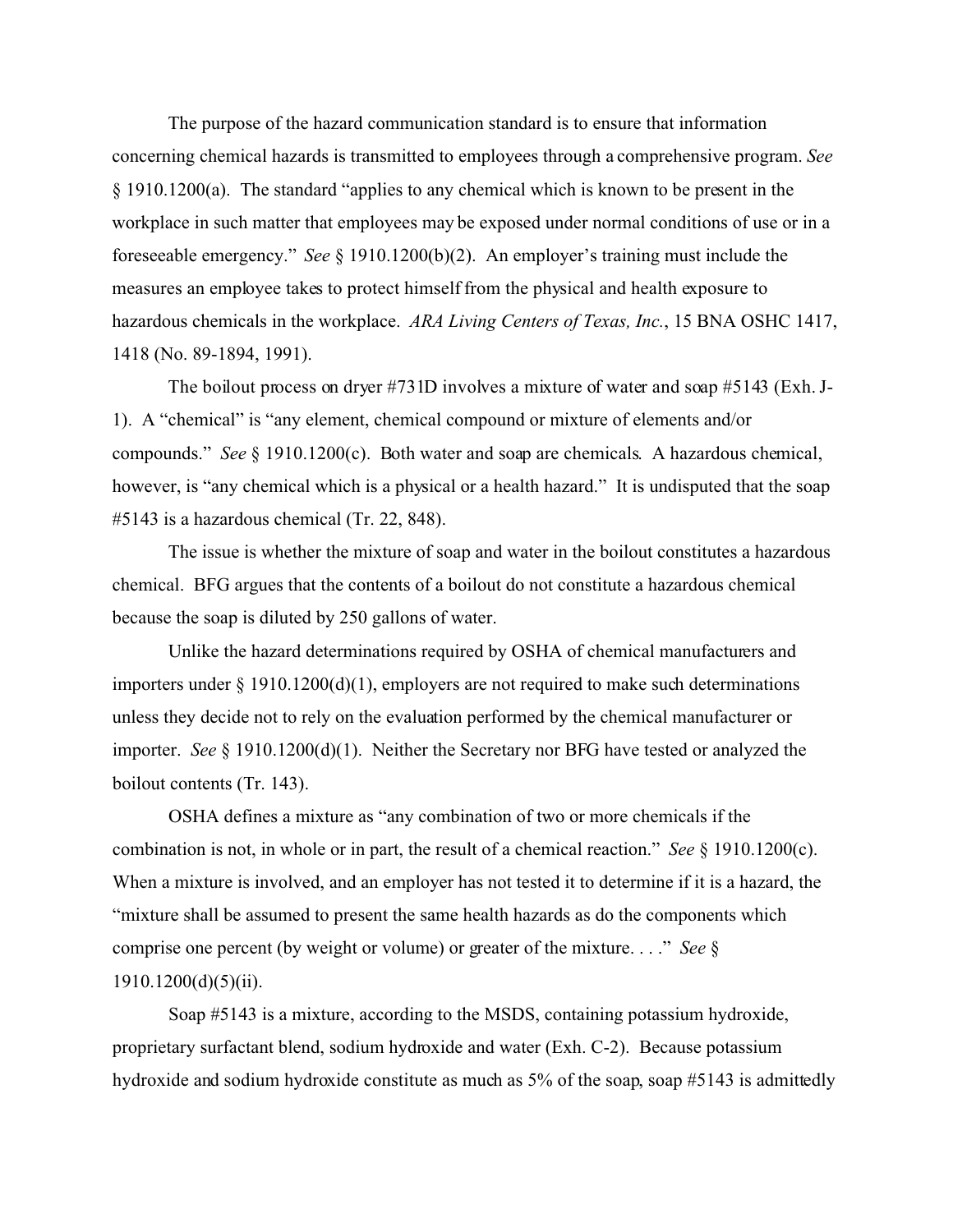The purpose of the hazard communication standard is to ensure that information concerning chemical hazards is transmitted to employees through a comprehensive program. *See* § 1910.1200(a). The standard "applies to any chemical which is known to be present in the workplace in such matter that employees may be exposed under normal conditions of use or in a foreseeable emergency." *See* § 1910.1200(b)(2). An employer's training must include the measures an employee takes to protect himself from the physical and health exposure to hazardous chemicals in the workplace. *ARA Living Centers of Texas, Inc.*, 15 BNA OSHC 1417, 1418 (No. 89-1894, 1991).

The boilout process on dryer #731D involves a mixture of water and soap #5143 (Exh. J-1). A "chemical" is "any element, chemical compound or mixture of elements and/or compounds." *See* § 1910.1200(c). Both water and soap are chemicals. A hazardous chemical, however, is "any chemical which is a physical or a health hazard." It is undisputed that the soap #5143 is a hazardous chemical (Tr. 22, 848).

The issue is whether the mixture of soap and water in the boilout constitutes a hazardous chemical. BFG argues that the contents of a boilout do not constitute a hazardous chemical because the soap is diluted by 250 gallons of water.

Unlike the hazard determinations required by OSHA of chemical manufacturers and importers under § 1910.1200(d)(1), employers are not required to make such determinations unless they decide not to rely on the evaluation performed by the chemical manufacturer or importer. *See* § 1910.1200(d)(1). Neither the Secretary nor BFG have tested or analyzed the boilout contents (Tr. 143).

OSHA defines a mixture as "any combination of two or more chemicals if the combination is not, in whole or in part, the result of a chemical reaction." *See* § 1910.1200(c). When a mixture is involved, and an employer has not tested it to determine if it is a hazard, the "mixture shall be assumed to present the same health hazards as do the components which comprise one percent (by weight or volume) or greater of the mixture. . . ." *See* § 1910.1200(d)(5)(ii).

Soap #5143 is a mixture, according to the MSDS, containing potassium hydroxide, proprietary surfactant blend, sodium hydroxide and water (Exh. C-2). Because potassium hydroxide and sodium hydroxide constitute as much as 5% of the soap, soap #5143 is admittedly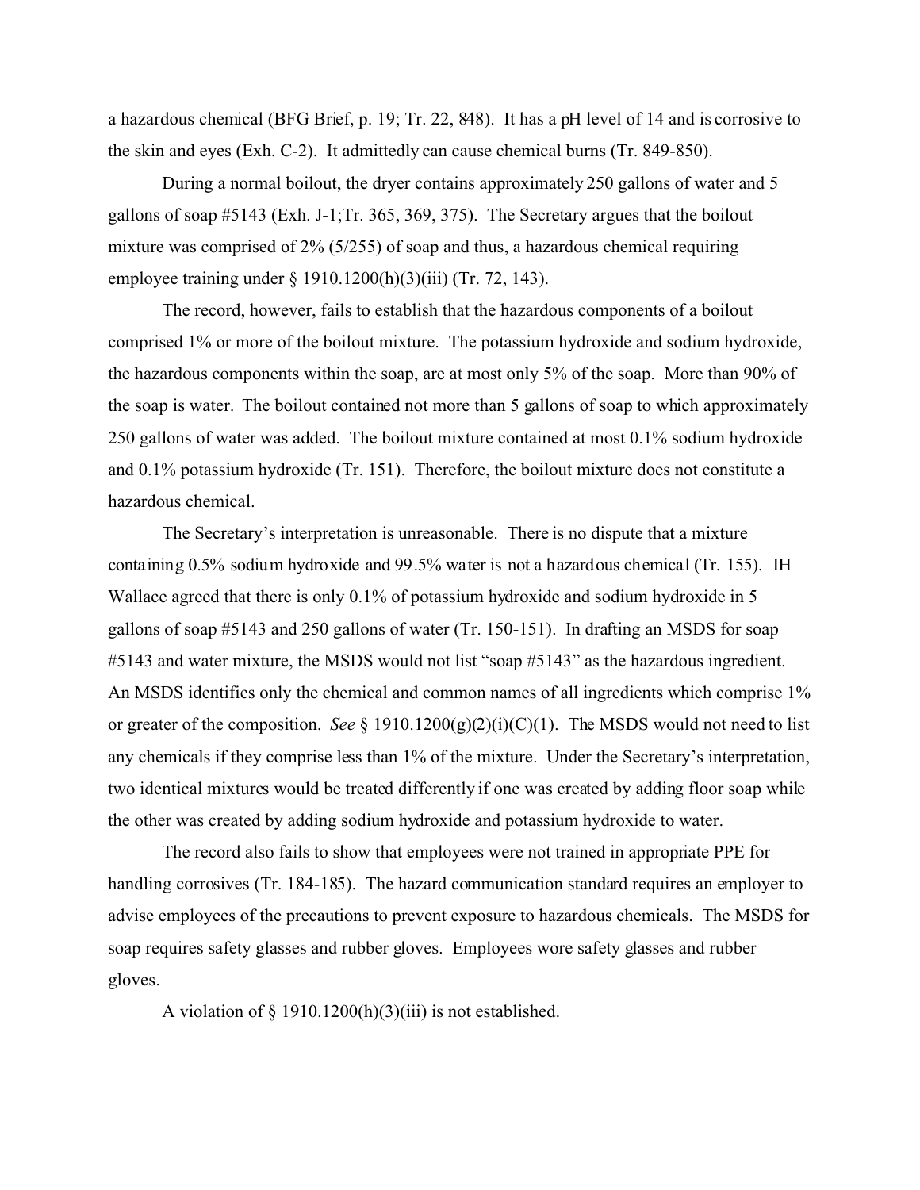a hazardous chemical (BFG Brief, p. 19; Tr. 22, 848). It has a pH level of 14 and is corrosive to the skin and eyes (Exh. C-2). It admittedly can cause chemical burns (Tr. 849-850).

During a normal boilout, the dryer contains approximately 250 gallons of water and 5 gallons of soap #5143 (Exh. J-1;Tr. 365, 369, 375). The Secretary argues that the boilout mixture was comprised of 2% (5/255) of soap and thus, a hazardous chemical requiring employee training under § 1910.1200(h)(3)(iii) (Tr. 72, 143).

The record, however, fails to establish that the hazardous components of a boilout comprised 1% or more of the boilout mixture. The potassium hydroxide and sodium hydroxide, the hazardous components within the soap, are at most only 5% of the soap. More than 90% of the soap is water. The boilout contained not more than 5 gallons of soap to which approximately 250 gallons of water was added. The boilout mixture contained at most 0.1% sodium hydroxide and 0.1% potassium hydroxide (Tr. 151). Therefore, the boilout mixture does not constitute a hazardous chemical.

The Secretary's interpretation is unreasonable. There is no dispute that a mixture containing 0.5% sodium hydroxide and 99.5% water is not a hazardous chemical (Tr. 155). IH Wallace agreed that there is only 0.1% of potassium hydroxide and sodium hydroxide in 5 gallons of soap #5143 and 250 gallons of water (Tr. 150-151). In drafting an MSDS for soap #5143 and water mixture, the MSDS would not list "soap #5143" as the hazardous ingredient. An MSDS identifies only the chemical and common names of all ingredients which comprise 1% or greater of the composition. *See* § 1910.1200(g)(2)(i)(C)(1). The MSDS would not need to list any chemicals if they comprise less than 1% of the mixture. Under the Secretary's interpretation, two identical mixtures would be treated differently if one was created by adding floor soap while the other was created by adding sodium hydroxide and potassium hydroxide to water.

The record also fails to show that employees were not trained in appropriate PPE for handling corrosives (Tr. 184-185). The hazard communication standard requires an employer to advise employees of the precautions to prevent exposure to hazardous chemicals. The MSDS for soap requires safety glasses and rubber gloves. Employees wore safety glasses and rubber gloves.

A violation of § 1910.1200(h)(3)(iii) is not established.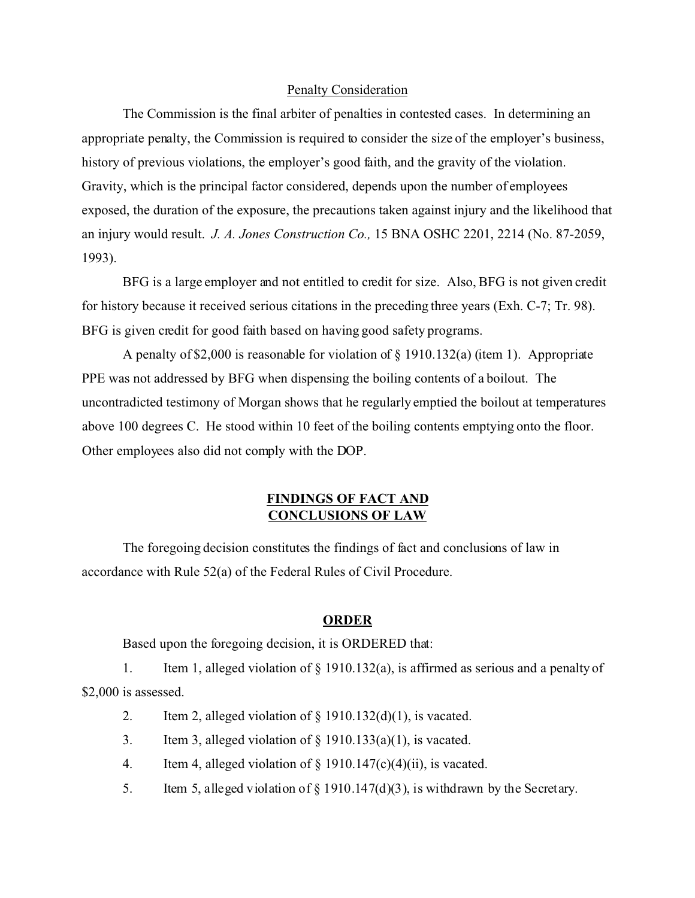## Penalty Consideration

The Commission is the final arbiter of penalties in contested cases. In determining an appropriate penalty, the Commission is required to consider the size of the employer's business, history of previous violations, the employer's good faith, and the gravity of the violation. Gravity, which is the principal factor considered, depends upon the number of employees exposed, the duration of the exposure, the precautions taken against injury and the likelihood that an injury would result. *J. A. Jones Construction Co.,* 15 BNA OSHC 2201, 2214 (No. 87-2059, 1993).

BFG is a large employer and not entitled to credit for size. Also, BFG is not given credit for history because it received serious citations in the preceding three years (Exh. C-7; Tr. 98). BFG is given credit for good faith based on having good safety programs.

A penalty of $2,000 is reasonable for violation of § 1910.132(a) (item 1). Appropriate PPE was not addressed by BFG when dispensing the boiling contents of a boilout. The uncontradicted testimony of Morgan shows that he regularly emptied the boilout at temperatures above 100 degrees C. He stood within 10 feet of the boiling contents emptying onto the floor. Other employees also did not comply with the DOP.

## FINDINGS OF FACT AND CONCLUSIONS OF LAW

The foregoing decision constitutes the findings of fact and conclusions of law in accordance with Rule 52(a) of the Federal Rules of Civil Procedure.

## ORDER

Based upon the foregoing decision, it is ORDERED that:

1. Item 1, alleged violation of § 1910.132(a), is affirmed as serious and a penalty of $2,000 is assessed.
2. Item 2, alleged violation of § 1910.132(d)(1), is vacated.
3. Item 3, alleged violation of § 1910.133(a)(1), is vacated.
4. Item 4, alleged violation of § 1910.147(c)(4)(ii), is vacated.
5. Item 5, alleged violation of § 1910.147(d)(3), is withdrawn by the Secretary.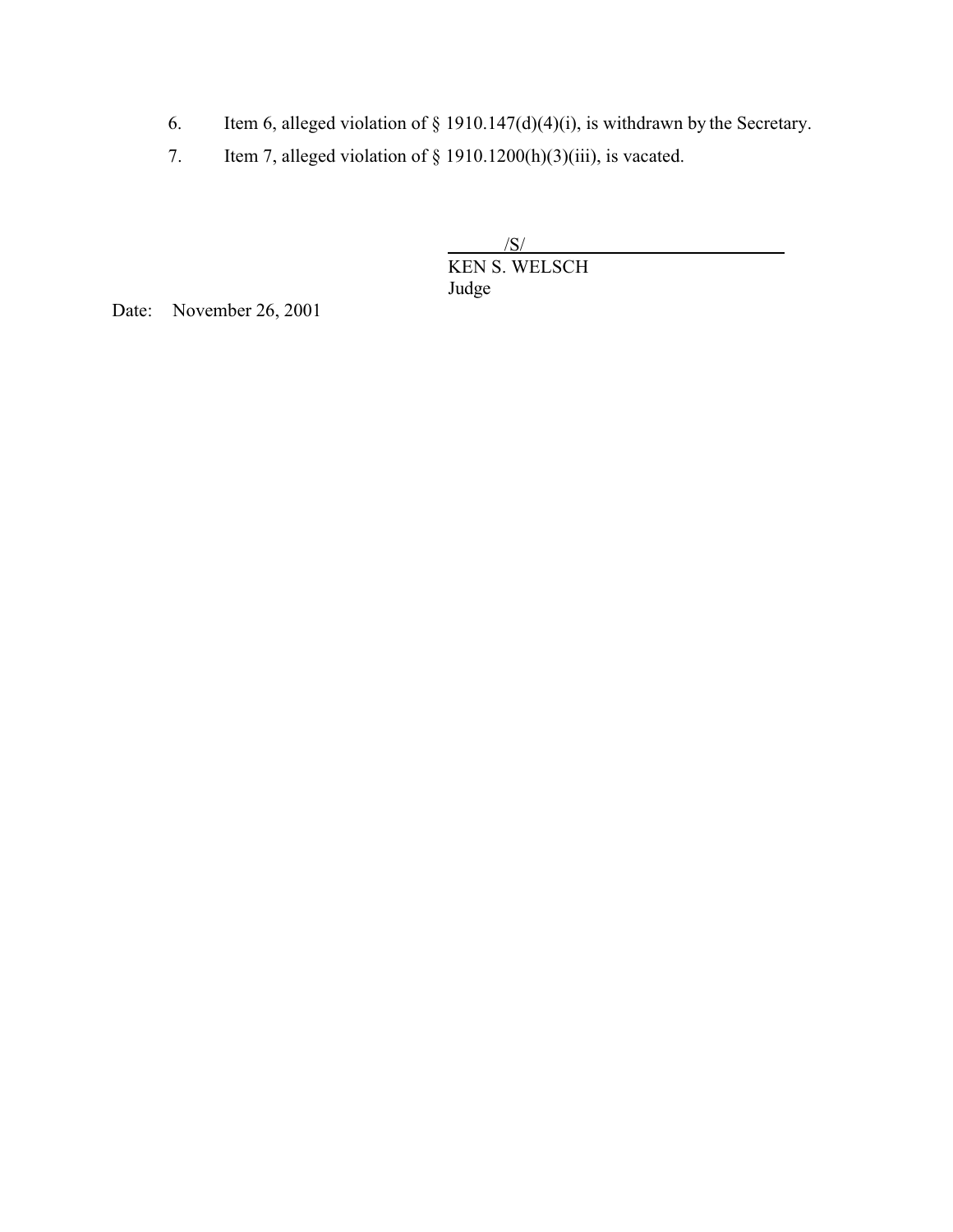6. Item 6, alleged violation of § 1910.147(d)(4)(i), is withdrawn by the Secretary.
7. Item 7, alleged violation of § 1910.1200(h)(3)(iii), is vacated.

/S/
KEN S. WELSCH
Judge

Date: November 26, 2001